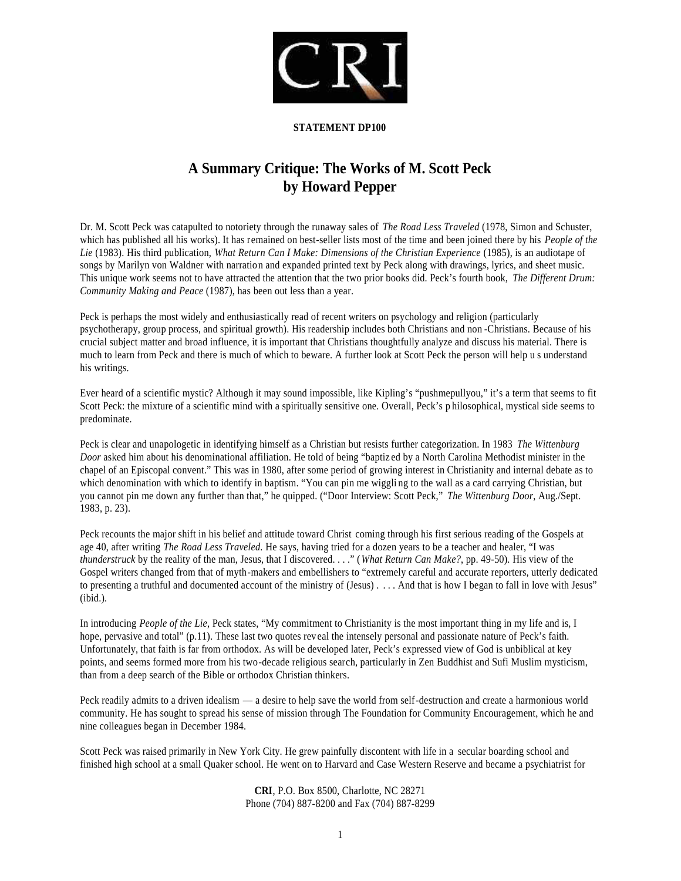**STATEMENT DP100**

# A Summary Critique: The Works of M. Scott Peck by Howard Pepper

Dr. M. Scott Peck was catapulted to notoriety through the runaway sales of *The Road Less Traveled* (1978, Simon and Schuster, which has published all his works). It has remained on best-seller lists most of the time and been joined there by his *People of the Lie* (1983). His third publication, *What Return Can I Make: Dimensions of the Christian Experience* (1985), is an audiotape of songs by Marilyn von Waldner with narration and expanded printed text by Peck along with drawings, lyrics, and sheet music. This unique work seems not to have attracted the attention that the two prior books did. Peck's fourth book, *The Different Drum: Community Making and Peace* (1987), has been out less than a year.

Peck is perhaps the most widely and enthusiastically read of recent writers on psychology and religion (particularly psychotherapy, group process, and spiritual growth). His readership includes both Christians and non-Christians. Because of his crucial subject matter and broad influence, it is important that Christians thoughtfully analyze and discuss his material. There is much to learn from Peck and there is much of which to beware. A further look at Scott Peck the person will help us understand his writings.

Ever heard of a scientific mystic? Although it may sound impossible, like Kipling's "pushmepullyou," it's a term that seems to fit Scott Peck: the mixture of a scientific mind with a spiritually sensitive one. Overall, Peck's philosophical, mystical side seems to predominate.

Peck is clear and unapologetic in identifying himself as a Christian but resists further categorization. In 1983 *The Wittenburg Door* asked him about his denominational affiliation. He told of being "baptized by a North Carolina Methodist minister in the chapel of an Episcopal convent." This was in 1980, after some period of growing interest in Christianity and internal debate as to which denomination with which to identify in baptism. "You can pin me wiggling to the wall as a card carrying Christian, but you cannot pin me down any further than that," he quipped. ("Door Interview: Scott Peck," *The Wittenburg Door*, Aug./Sept. 1983, p. 23).

Peck recounts the major shift in his belief and attitude toward Christ coming through his first serious reading of the Gospels at age 40, after writing *The Road Less Traveled*. He says, having tried for a dozen years to be a teacher and healer, "I was *thunderstruck* by the reality of the man, Jesus, that I discovered. . . ." (*What Return Can Make?*, pp. 49-50). His view of the Gospel writers changed from that of myth-makers and embellishers to "extremely careful and accurate reporters, utterly dedicated to presenting a truthful and documented account of the ministry of (Jesus) . . . . And that is how I began to fall in love with Jesus" (ibid.).

In introducing *People of the Lie*, Peck states, "My commitment to Christianity is the most important thing in my life and is, I hope, pervasive and total" (p.11). These last two quotes reveal the intensely personal and passionate nature of Peck's faith. Unfortunately, that faith is far from orthodox. As will be developed later, Peck's expressed view of God is unbiblical at key points, and seems formed more from his two-decade religious search, particularly in Zen Buddhist and Sufi Muslim mysticism, than from a deep search of the Bible or orthodox Christian thinkers.

Peck readily admits to a driven idealism — a desire to help save the world from self-destruction and create a harmonious world community. He has sought to spread his sense of mission through The Foundation for Community Encouragement, which he and nine colleagues began in December 1984.

Scott Peck was raised primarily in New York City. He grew painfully discontent with life in a secular boarding school and finished high school at a small Quaker school. He went on to Harvard and Case Western Reserve and became a psychiatrist for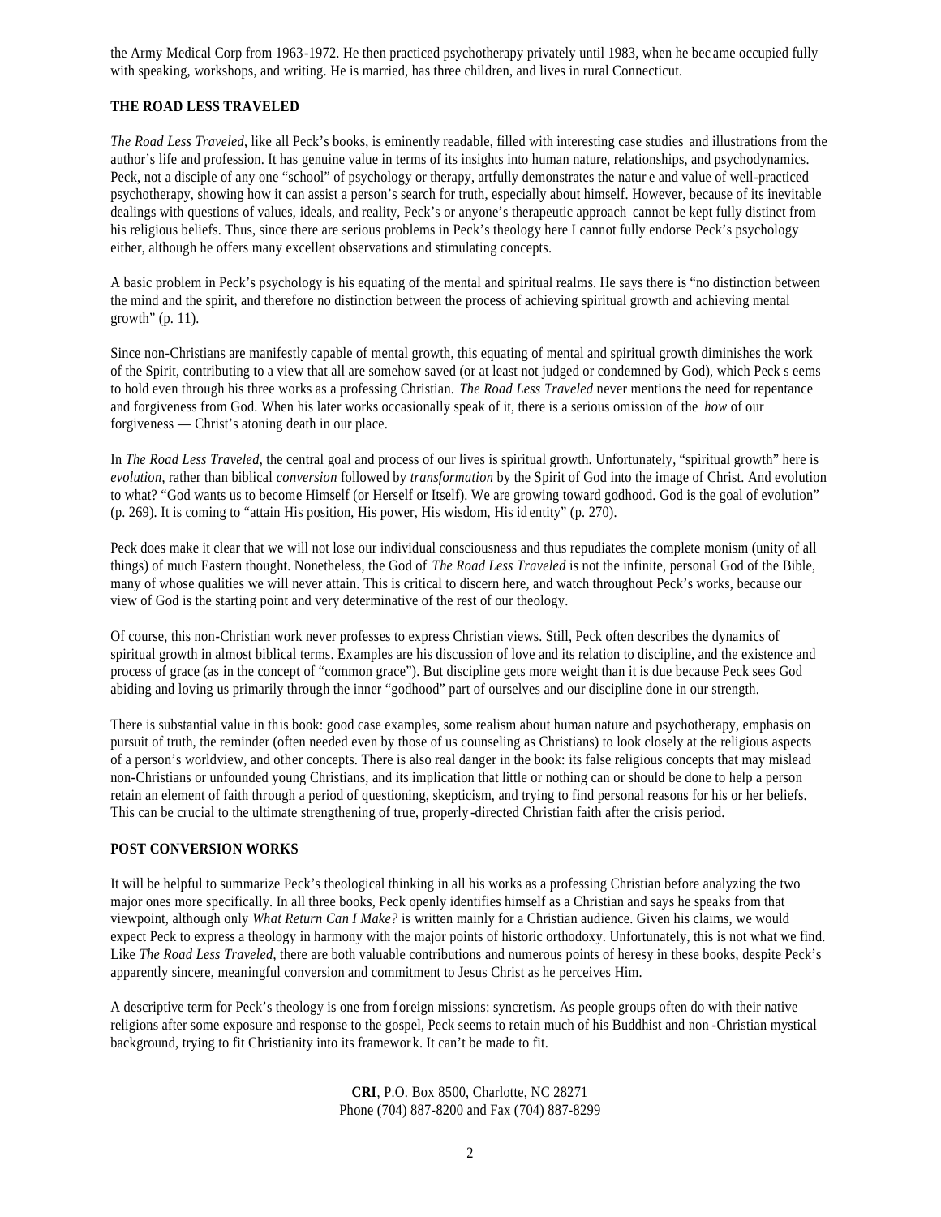the Army Medical Corp from 1963-1972. He then practiced psychotherapy privately until 1983, when he became occupied fully with speaking, workshops, and writing. He is married, has three children, and lives in rural Connecticut.

**THE ROAD LESS TRAVELED**

*The Road Less Traveled*, like all Peck's books, is eminently readable, filled with interesting case studies and illustrations from the author's life and profession. It has genuine value in terms of its insights into human nature, relationships, and psychodynamics. Peck, not a disciple of any one "school" of psychology or therapy, artfully demonstrates the nature and value of well-practiced psychotherapy, showing how it can assist a person's search for truth, especially about himself. However, because of its inevitable dealings with questions of values, ideals, and reality, Peck's or anyone's therapeutic approach cannot be kept fully distinct from his religious beliefs. Thus, since there are serious problems in Peck's theology here I cannot fully endorse Peck's psychology either, although he offers many excellent observations and stimulating concepts.

A basic problem in Peck's psychology is his equating of the mental and spiritual realms. He says there is "no distinction between the mind and the spirit, and therefore no distinction between the process of achieving spiritual growth and achieving mental growth" (p. 11).

Since non-Christians are manifestly capable of mental growth, this equating of mental and spiritual growth diminishes the work of the Spirit, contributing to a view that all are somehow saved (or at least not judged or condemned by God), which Peck seems to hold even through his three works as a professing Christian. *The Road Less Traveled* never mentions the need for repentance and forgiveness from God. When his later works occasionally speak of it, there is a serious omission of the *how* of our forgiveness — Christ's atoning death in our place.

In *The Road Less Traveled*, the central goal and process of our lives is spiritual growth. Unfortunately, "spiritual growth" here is *evolution*, rather than biblical *conversion* followed by *transformation* by the Spirit of God into the image of Christ. And evolution to what? "God wants us to become Himself (or Herself or Itself). We are growing toward godhood. God is the goal of evolution" (p. 269). It is coming to "attain His position, His power, His wisdom, His identity" (p. 270).

Peck does make it clear that we will not lose our individual consciousness and thus repudiates the complete monism (unity of all things) of much Eastern thought. Nonetheless, the God of *The Road Less Traveled* is not the infinite, personal God of the Bible, many of whose qualities we will never attain. This is critical to discern here, and watch throughout Peck's works, because our view of God is the starting point and very determinative of the rest of our theology.

Of course, this non-Christian work never professes to express Christian views. Still, Peck often describes the dynamics of spiritual growth in almost biblical terms. Examples are his discussion of love and its relation to discipline, and the existence and process of grace (as in the concept of "common grace"). But discipline gets more weight than it is due because Peck sees God abiding and loving us primarily through the inner "godhood" part of ourselves and our discipline done in our strength.

There is substantial value in this book: good case examples, some realism about human nature and psychotherapy, emphasis on pursuit of truth, the reminder (often needed even by those of us counseling as Christians) to look closely at the religious aspects of a person's worldview, and other concepts. There is also real danger in the book: its false religious concepts that may mislead non-Christians or unfounded young Christians, and its implication that little or nothing can or should be done to help a person retain an element of faith through a period of questioning, skepticism, and trying to find personal reasons for his or her beliefs. This can be crucial to the ultimate strengthening of true, properly-directed Christian faith after the crisis period.

**POST CONVERSION WORKS**

It will be helpful to summarize Peck's theological thinking in all his works as a professing Christian before analyzing the two major ones more specifically. In all three books, Peck openly identifies himself as a Christian and says he speaks from that viewpoint, although only *What Return Can I Make?* is written mainly for a Christian audience. Given his claims, we would expect Peck to express a theology in harmony with the major points of historic orthodoxy. Unfortunately, this is not what we find. Like *The Road Less Traveled*, there are both valuable contributions and numerous points of heresy in these books, despite Peck's apparently sincere, meaningful conversion and commitment to Jesus Christ as he perceives Him.

A descriptive term for Peck's theology is one from foreign missions: syncretism. As people groups often do with their native religions after some exposure and response to the gospel, Peck seems to retain much of his Buddhist and non-Christian mystical background, trying to fit Christianity into its framework. It can't be made to fit.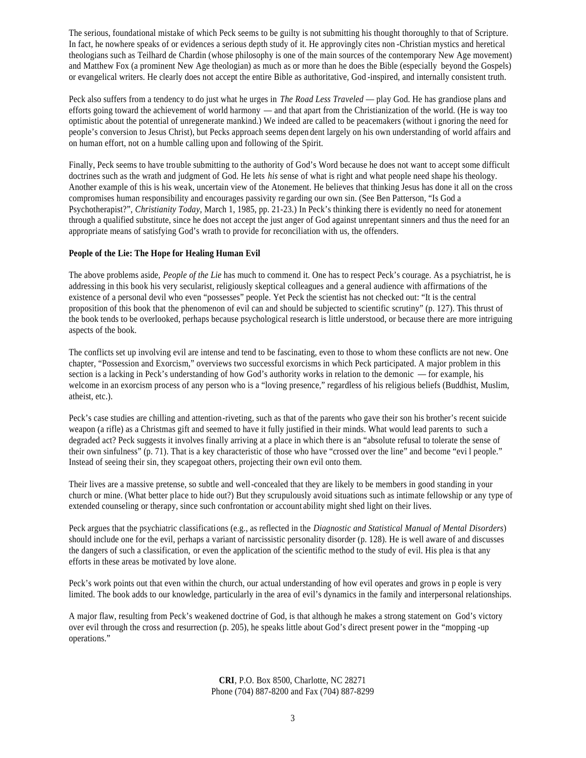The serious, foundational mistake of which Peck seems to be guilty is not submitting his thought thoroughly to that of Scripture. In fact, he nowhere speaks of or evidences a serious depth study of it. He approvingly cites non-Christian mystics and heretical theologians such as Teilhard de Chardin (whose philosophy is one of the main sources of the contemporary New Age movement) and Matthew Fox (a prominent New Age theologian) as much as or more than he does the Bible (especially beyond the Gospels) or evangelical writers. He clearly does not accept the entire Bible as authoritative, God-inspired, and internally consistent truth.

Peck also suffers from a tendency to do just what he urges in *The Road Less Traveled* — play God. He has grandiose plans and efforts going toward the achievement of world harmony — and that apart from the Christianization of the world. (He is way too optimistic about the potential of unregenerate mankind.) We indeed are called to be peacemakers (without ignoring the need for people's conversion to Jesus Christ), but Pecks approach seems dependent largely on his own understanding of world affairs and on human effort, not on a humble calling upon and following of the Spirit.

Finally, Peck seems to have trouble submitting to the authority of God's Word because he does not want to accept some difficult doctrines such as the wrath and judgment of God. He lets *his* sense of what is right and what people need shape his theology. Another example of this is his weak, uncertain view of the Atonement. He believes that thinking Jesus has done it all on the cross compromises human responsibility and encourages passivity regarding our own sin. (See Ben Patterson, "Is God a Psychotherapist?", *Christianity Today*, March 1, 1985, pp. 21-23.) In Peck's thinking there is evidently no need for atonement through a qualified substitute, since he does not accept the just anger of God against unrepentant sinners and thus the need for an appropriate means of satisfying God's wrath to provide for reconciliation with us, the offenders.

**People of the Lie: The Hope for Healing Human Evil**

The above problems aside, *People of the Lie* has much to commend it. One has to respect Peck's courage. As a psychiatrist, he is addressing in this book his very secularist, religiously skeptical colleagues and a general audience with affirmations of the existence of a personal devil who even "possesses" people. Yet Peck the scientist has not checked out: "It is the central proposition of this book that the phenomenon of evil can and should be subjected to scientific scrutiny" (p. 127). This thrust of the book tends to be overlooked, perhaps because psychological research is little understood, or because there are more intriguing aspects of the book.

The conflicts set up involving evil are intense and tend to be fascinating, even to those to whom these conflicts are not new. One chapter, "Possession and Exorcism," overviews two successful exorcisms in which Peck participated. A major problem in this section is a lacking in Peck's understanding of how God's authority works in relation to the demonic — for example, his welcome in an exorcism process of any person who is a "loving presence," regardless of his religious beliefs (Buddhist, Muslim, atheist, etc.).

Peck's case studies are chilling and attention-riveting, such as that of the parents who gave their son his brother's recent suicide weapon (a rifle) as a Christmas gift and seemed to have it fully justified in their minds. What would lead parents to such a degraded act? Peck suggests it involves finally arriving at a place in which there is an "absolute refusal to tolerate the sense of their own sinfulness" (p. 71). That is a key characteristic of those who have "crossed over the line" and become "evil people." Instead of seeing their sin, they scapegoat others, projecting their own evil onto them.

Their lives are a massive pretense, so subtle and well-concealed that they are likely to be members in good standing in your church or mine. (What better place to hide out?) But they scrupulously avoid situations such as intimate fellowship or any type of extended counseling or therapy, since such confrontation or accountability might shed light on their lives.

Peck argues that the psychiatric classifications (e.g., as reflected in the *Diagnostic and Statistical Manual of Mental Disorders*) should include one for the evil, perhaps a variant of narcissistic personality disorder (p. 128). He is well aware of and discusses the dangers of such a classification, or even the application of the scientific method to the study of evil. His plea is that any efforts in these areas be motivated by love alone.

Peck's work points out that even within the church, our actual understanding of how evil operates and grows in people is very limited. The book adds to our knowledge, particularly in the area of evil's dynamics in the family and interpersonal relationships.

A major flaw, resulting from Peck's weakened doctrine of God, is that although he makes a strong statement on God's victory over evil through the cross and resurrection (p. 205), he speaks little about God's direct present power in the "mopping-up operations."

**CRI**, P.O. Box 8500, Charlotte, NC 28271
Phone (704) 887-8200 and Fax (704) 887-8299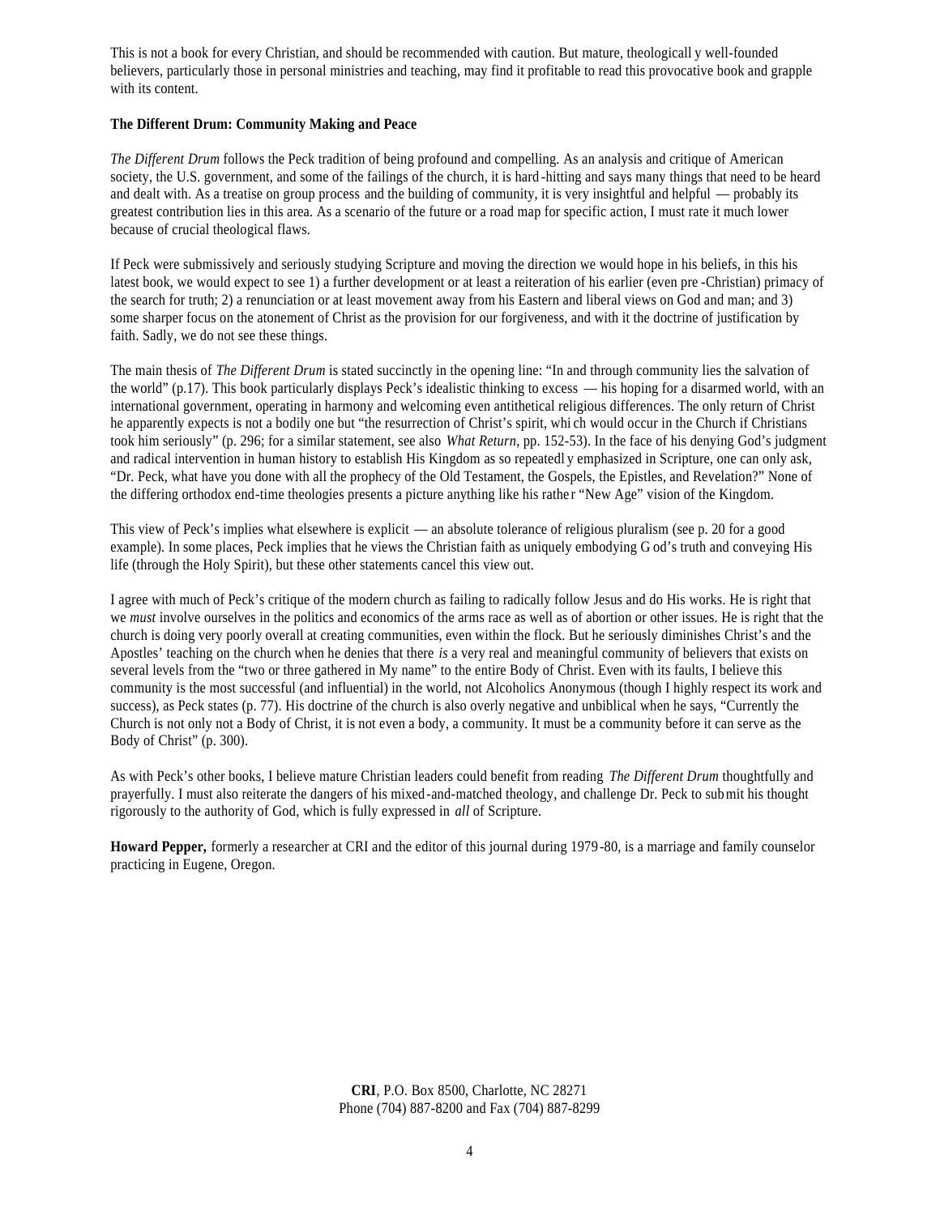This is not a book for every Christian, and should be recommended with caution. But mature, theologically well-founded believers, particularly those in personal ministries and teaching, may find it profitable to read this provocative book and grapple with its content.

**The Different Drum: Community Making and Peace**

*The Different Drum* follows the Peck tradition of being profound and compelling. As an analysis and critique of American society, the U.S. government, and some of the failings of the church, it is hard-hitting and says many things that need to be heard and dealt with. As a treatise on group process and the building of community, it is very insightful and helpful — probably its greatest contribution lies in this area. As a scenario of the future or a road map for specific action, I must rate it much lower because of crucial theological flaws.

If Peck were submissively and seriously studying Scripture and moving the direction we would hope in his beliefs, in this his latest book, we would expect to see 1) a further development or at least a reiteration of his earlier (even pre-Christian) primacy of the search for truth; 2) a renunciation or at least movement away from his Eastern and liberal views on God and man; and 3) some sharper focus on the atonement of Christ as the provision for our forgiveness, and with it the doctrine of justification by faith. Sadly, we do not see these things.

The main thesis of *The Different Drum* is stated succinctly in the opening line: "In and through community lies the salvation of the world" (p.17). This book particularly displays Peck's idealistic thinking to excess — his hoping for a disarmed world, with an international government, operating in harmony and welcoming even antithetical religious differences. The only return of Christ he apparently expects is not a bodily one but "the resurrection of Christ's spirit, which would occur in the Church if Christians took him seriously" (p. 296; for a similar statement, see also *What Return*, pp. 152-53). In the face of his denying God's judgment and radical intervention in human history to establish His Kingdom as so repeatedly emphasized in Scripture, one can only ask, "Dr. Peck, what have you done with all the prophecy of the Old Testament, the Gospels, the Epistles, and Revelation?" None of the differing orthodox end-time theologies presents a picture anything like his rather "New Age" vision of the Kingdom.

This view of Peck's implies what elsewhere is explicit — an absolute tolerance of religious pluralism (see p. 20 for a good example). In some places, Peck implies that he views the Christian faith as uniquely embodying God's truth and conveying His life (through the Holy Spirit), but these other statements cancel this view out.

I agree with much of Peck's critique of the modern church as failing to radically follow Jesus and do His works. He is right that we *must* involve ourselves in the politics and economics of the arms race as well as of abortion or other issues. He is right that the church is doing very poorly overall at creating communities, even within the flock. But he seriously diminishes Christ's and the Apostles' teaching on the church when he denies that there *is* a very real and meaningful community of believers that exists on several levels from the "two or three gathered in My name" to the entire Body of Christ. Even with its faults, I believe this community is the most successful (and influential) in the world, not Alcoholics Anonymous (though I highly respect its work and success), as Peck states (p. 77). His doctrine of the church is also overly negative and unbiblical when he says, "Currently the Church is not only not a Body of Christ, it is not even a body, a community. It must be a community before it can serve as the Body of Christ" (p. 300).

As with Peck's other books, I believe mature Christian leaders could benefit from reading *The Different Drum* thoughtfully and prayerfully. I must also reiterate the dangers of his mixed-and-matched theology, and challenge Dr. Peck to submit his thought rigorously to the authority of God, which is fully expressed in *all* of Scripture.

**Howard Pepper,** formerly a researcher at CRI and the editor of this journal during 1979-80, is a marriage and family counselor practicing in Eugene, Oregon.

**CRI**, P.O. Box 8500, Charlotte, NC 28271
Phone (704) 887-8200 and Fax (704) 887-8299